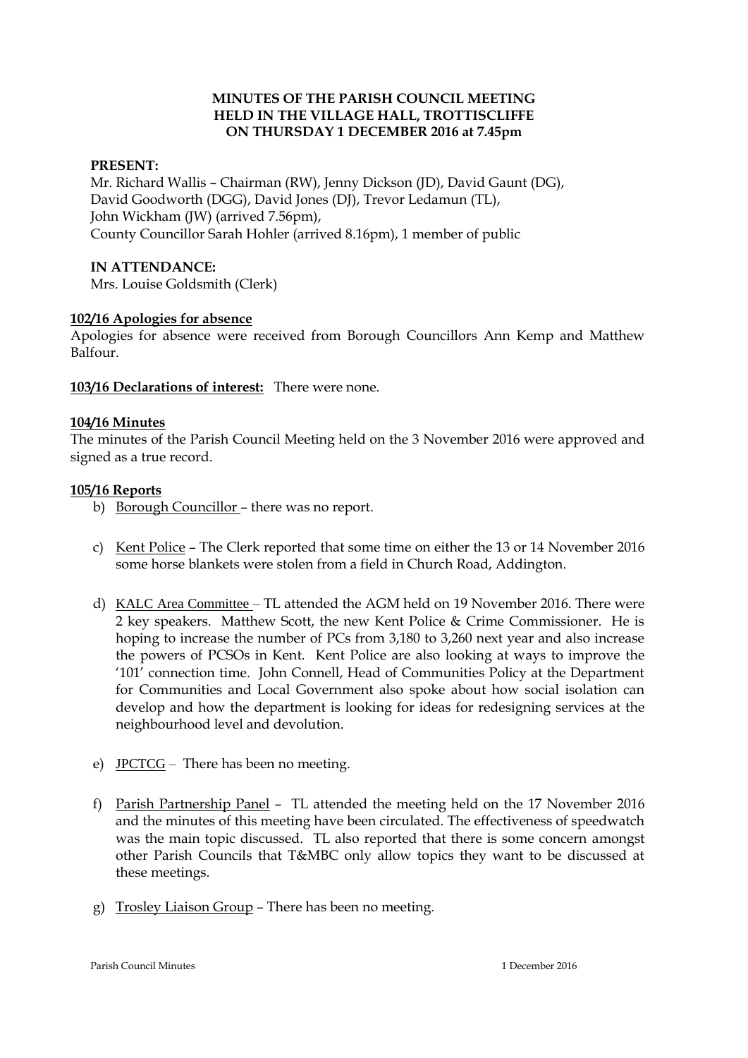**MINUTES OF THE PARISH COUNCIL MEETING
HELD IN THE VILLAGE HALL, TROTTISCLIFFE
ON THURSDAY 1 DECEMBER 2016 at 7.45pm**

**PRESENT:**

Mr. Richard Wallis – Chairman (RW), Jenny Dickson (JD), David Gaunt (DG), David Goodworth (DGG), David Jones (DJ), Trevor Ledamun (TL), John Wickham (JW) (arrived 7.56pm), County Councillor Sarah Hohler (arrived 8.16pm), 1 member of public

**IN ATTENDANCE:**

Mrs. Louise Goldsmith (Clerk)

**102/16 Apologies for absence**

Apologies for absence were received from Borough Councillors Ann Kemp and Matthew Balfour.

**103/16 Declarations of interest:** There were none.

**104/16 Minutes**

The minutes of the Parish Council Meeting held on the 3 November 2016 were approved and signed as a true record.

**105/16 Reports**

b) Borough Councillor – there was no report.

c) Kent Police – The Clerk reported that some time on either the 13 or 14 November 2016 some horse blankets were stolen from a field in Church Road, Addington.

d) KALC Area Committee – TL attended the AGM held on 19 November 2016. There were 2 key speakers. Matthew Scott, the new Kent Police & Crime Commissioner. He is hoping to increase the number of PCs from 3,180 to 3,260 next year and also increase the powers of PCSOs in Kent. Kent Police are also looking at ways to improve the '101' connection time. John Connell, Head of Communities Policy at the Department for Communities and Local Government also spoke about how social isolation can develop and how the department is looking for ideas for redesigning services at the neighbourhood level and devolution.

e) JPCTCG – There has been no meeting.

f) Parish Partnership Panel – TL attended the meeting held on the 17 November 2016 and the minutes of this meeting have been circulated. The effectiveness of speedwatch was the main topic discussed. TL also reported that there is some concern amongst other Parish Councils that T&MBC only allow topics they want to be discussed at these meetings.

g) Trosley Liaison Group – There has been no meeting.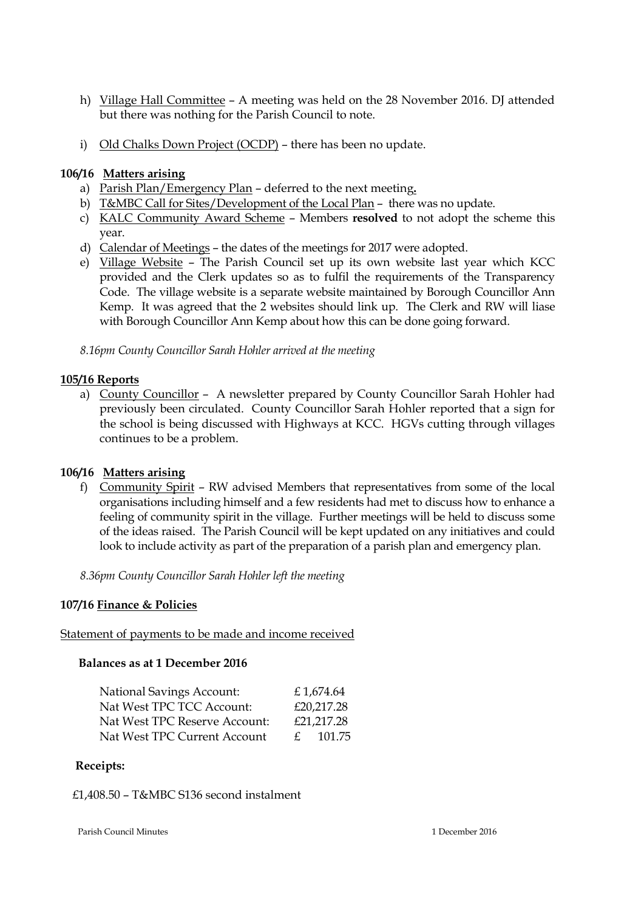h) Village Hall Committee – A meeting was held on the 28 November 2016. DJ attended but there was nothing for the Parish Council to note.

i) Old Chalks Down Project (OCDP) – there has been no update.

**106/16 Matters arising**

a) Parish Plan/Emergency Plan – deferred to the next meeting**.**
b) T&MBC Call for Sites/Development of the Local Plan – there was no update.
c) KALC Community Award Scheme – Members **resolved** to not adopt the scheme this year.
d) Calendar of Meetings – the dates of the meetings for 2017 were adopted.
e) Village Website – The Parish Council set up its own website last year which KCC provided and the Clerk updates so as to fulfil the requirements of the Transparency Code. The village website is a separate website maintained by Borough Councillor Ann Kemp. It was agreed that the 2 websites should link up. The Clerk and RW will liase with Borough Councillor Ann Kemp about how this can be done going forward.

*8.16pm County Councillor Sarah Hohler arrived at the meeting*

**105/16 Reports**

a) County Councillor – A newsletter prepared by County Councillor Sarah Hohler had previously been circulated. County Councillor Sarah Hohler reported that a sign for the school is being discussed with Highways at KCC. HGVs cutting through villages continues to be a problem.

**106/16 Matters arising**

f) Community Spirit – RW advised Members that representatives from some of the local organisations including himself and a few residents had met to discuss how to enhance a feeling of community spirit in the village. Further meetings will be held to discuss some of the ideas raised. The Parish Council will be kept updated on any initiatives and could look to include activity as part of the preparation of a parish plan and emergency plan.

*8.36pm County Councillor Sarah Hohler left the meeting*

**107/16 Finance & Policies**

Statement of payments to be made and income received

**Balances as at 1 December 2016**

| | |
|---|---|
| National Savings Account: | £ 1,674.64 |
| Nat West TPC TCC Account: | £20,217.28 |
| Nat West TPC Reserve Account: | £21,217.28 |
| Nat West TPC Current Account | £ 101.75 |

**Receipts:**

£1,408.50 – T&MBC S136 second instalment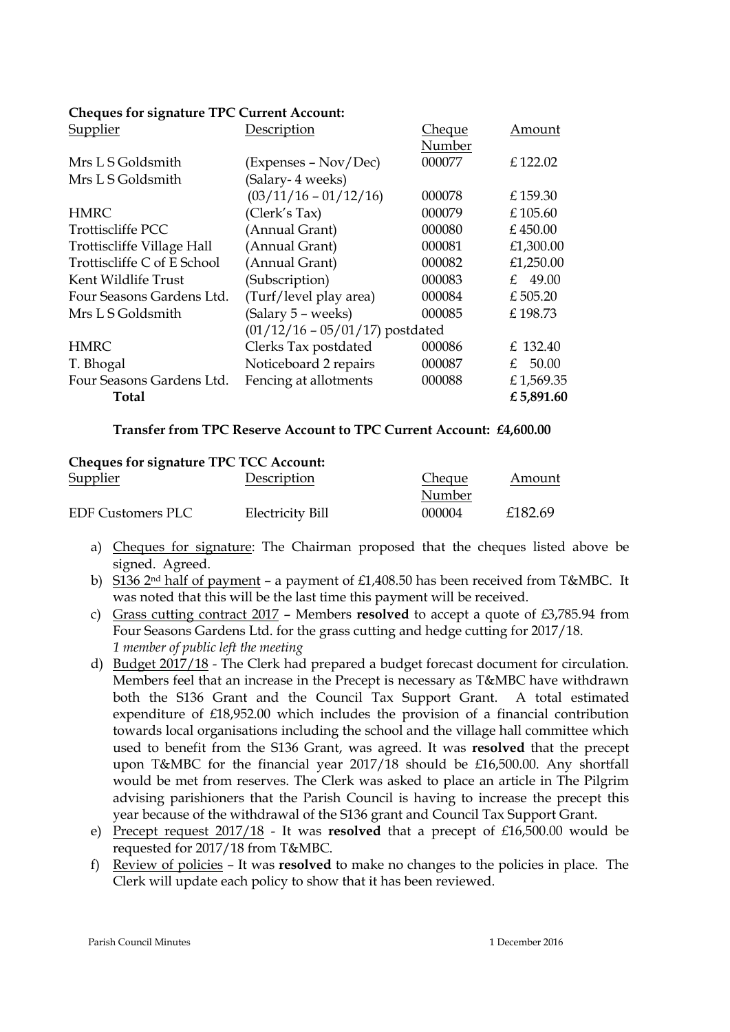**Cheques for signature TPC Current Account:**

| Supplier | Description | Cheque Number | Amount |
|---|---|---|---|
| Mrs L S Goldsmith | (Expenses – Nov/Dec) | 000077 | £ 122.02 |
| Mrs L S Goldsmith | (Salary- 4 weeks) (03/11/16 – 01/12/16) | 000078 | £ 159.30 |
| HMRC | (Clerk's Tax) | 000079 | £ 105.60 |
| Trottiscliffe PCC | (Annual Grant) | 000080 | £ 450.00 |
| Trottiscliffe Village Hall | (Annual Grant) | 000081 | £1,300.00 |
| Trottiscliffe C of E School | (Annual Grant) | 000082 | £1,250.00 |
| Kent Wildlife Trust | (Subscription) | 000083 | £ 49.00 |
| Four Seasons Gardens Ltd. | (Turf/level play area) | 000084 | £ 505.20 |
| Mrs L S Goldsmith | (Salary 5 – weeks) (01/12/16 – 05/01/17) postdated | 000085 | £ 198.73 |
| HMRC | Clerks Tax postdated | 000086 | £ 132.40 |
| T. Bhogal | Noticeboard 2 repairs | 000087 | £ 50.00 |
| Four Seasons Gardens Ltd. | Fencing at allotments | 000088 | £ 1,569.35 |
| **Total** | | | **£ 5,891.60** |

**Transfer from TPC Reserve Account to TPC Current Account: £4,600.00**

**Cheques for signature TPC TCC Account:**

| Supplier | Description | Cheque Number | Amount |
|---|---|---|---|
| EDF Customers PLC | Electricity Bill | 000004 | £182.69 |

a) Cheques for signature: The Chairman proposed that the cheques listed above be signed. Agreed.

b) S136 2nd half of payment – a payment of £1,408.50 has been received from T&MBC. It was noted that this will be the last time this payment will be received.

c) Grass cutting contract 2017 – Members **resolved** to accept a quote of £3,785.94 from Four Seasons Gardens Ltd. for the grass cutting and hedge cutting for 2017/18.
*1 member of public left the meeting*

d) Budget 2017/18 - The Clerk had prepared a budget forecast document for circulation. Members feel that an increase in the Precept is necessary as T&MBC have withdrawn both the S136 Grant and the Council Tax Support Grant. A total estimated expenditure of £18,952.00 which includes the provision of a financial contribution towards local organisations including the school and the village hall committee which used to benefit from the S136 Grant, was agreed. It was **resolved** that the precept upon T&MBC for the financial year 2017/18 should be £16,500.00. Any shortfall would be met from reserves. The Clerk was asked to place an article in The Pilgrim advising parishioners that the Parish Council is having to increase the precept this year because of the withdrawal of the S136 grant and Council Tax Support Grant.

e) Precept request 2017/18 - It was **resolved** that a precept of £16,500.00 would be requested for 2017/18 from T&MBC.

f) Review of policies – It was **resolved** to make no changes to the policies in place. The Clerk will update each policy to show that it has been reviewed.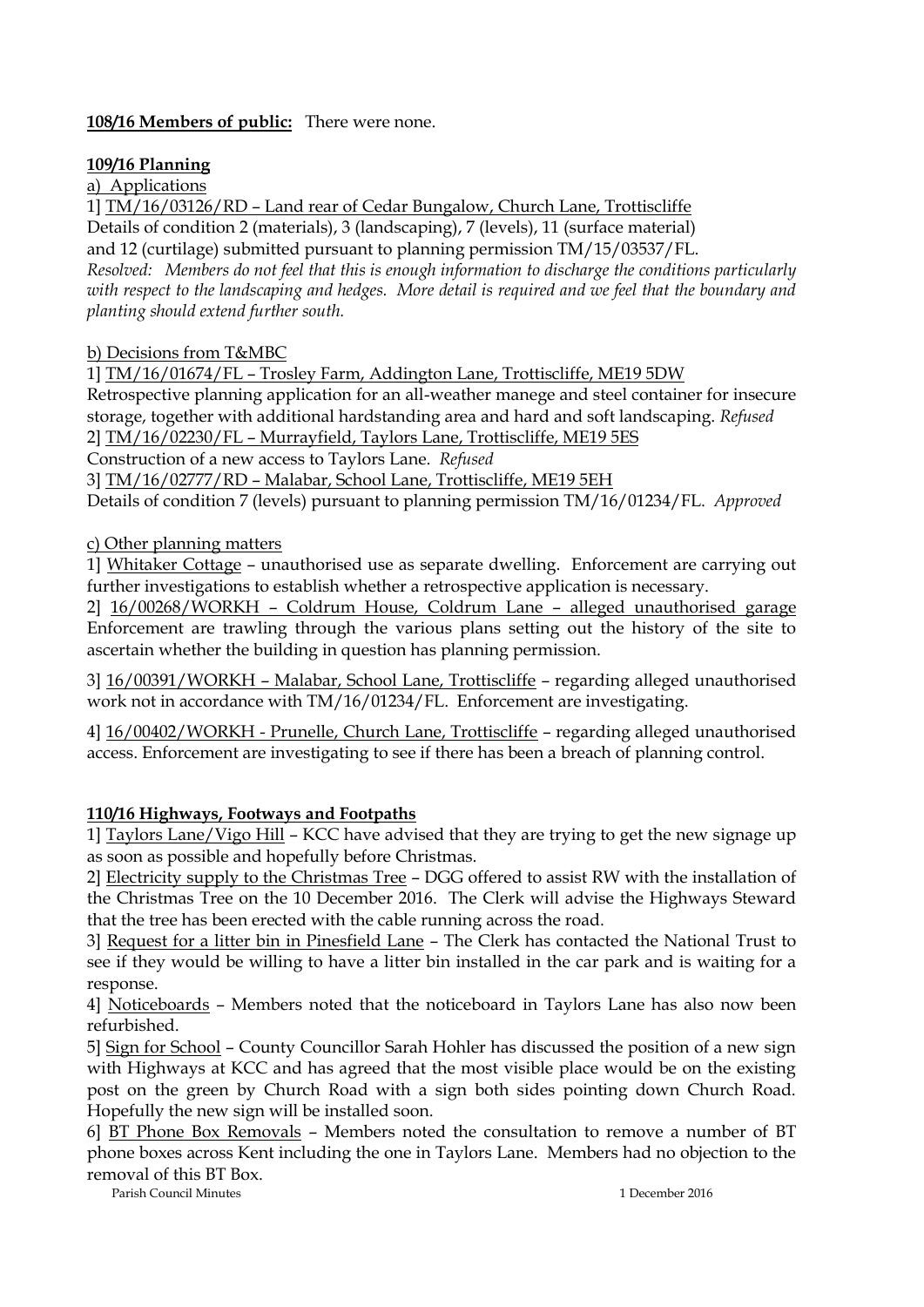**108/16 Members of public:** There were none.

**109/16 Planning**

a) Applications

1] TM/16/03126/RD – Land rear of Cedar Bungalow, Church Lane, Trottiscliffe
Details of condition 2 (materials), 3 (landscaping), 7 (levels), 11 (surface material) and 12 (curtilage) submitted pursuant to planning permission TM/15/03537/FL.
*Resolved: Members do not feel that this is enough information to discharge the conditions particularly with respect to the landscaping and hedges. More detail is required and we feel that the boundary and planting should extend further south.*

b) Decisions from T&MBC

1] TM/16/01674/FL – Trosley Farm, Addington Lane, Trottiscliffe, ME19 5DW
Retrospective planning application for an all-weather manege and steel container for insecure storage, together with additional hardstanding area and hard and soft landscaping. *Refused*
2] TM/16/02230/FL – Murrayfield, Taylors Lane, Trottiscliffe, ME19 5ES
Construction of a new access to Taylors Lane. *Refused*
3] TM/16/02777/RD – Malabar, School Lane, Trottiscliffe, ME19 5EH
Details of condition 7 (levels) pursuant to planning permission TM/16/01234/FL. *Approved*

c) Other planning matters

1] Whitaker Cottage – unauthorised use as separate dwelling. Enforcement are carrying out further investigations to establish whether a retrospective application is necessary.
2] 16/00268/WORKH – Coldrum House, Coldrum Lane – alleged unauthorised garage Enforcement are trawling through the various plans setting out the history of the site to ascertain whether the building in question has planning permission.

3] 16/00391/WORKH – Malabar, School Lane, Trottiscliffe – regarding alleged unauthorised work not in accordance with TM/16/01234/FL. Enforcement are investigating.

4] 16/00402/WORKH - Prunelle, Church Lane, Trottiscliffe – regarding alleged unauthorised access. Enforcement are investigating to see if there has been a breach of planning control.

**110/16 Highways, Footways and Footpaths**

1] Taylors Lane/Vigo Hill – KCC have advised that they are trying to get the new signage up as soon as possible and hopefully before Christmas.
2] Electricity supply to the Christmas Tree – DGG offered to assist RW with the installation of the Christmas Tree on the 10 December 2016. The Clerk will advise the Highways Steward that the tree has been erected with the cable running across the road.
3] Request for a litter bin in Pinesfield Lane – The Clerk has contacted the National Trust to see if they would be willing to have a litter bin installed in the car park and is waiting for a response.
4] Noticeboards – Members noted that the noticeboard in Taylors Lane has also now been refurbished.
5] Sign for School – County Councillor Sarah Hohler has discussed the position of a new sign with Highways at KCC and has agreed that the most visible place would be on the existing post on the green by Church Road with a sign both sides pointing down Church Road. Hopefully the new sign will be installed soon.
6] BT Phone Box Removals – Members noted the consultation to remove a number of BT phone boxes across Kent including the one in Taylors Lane. Members had no objection to the removal of this BT Box.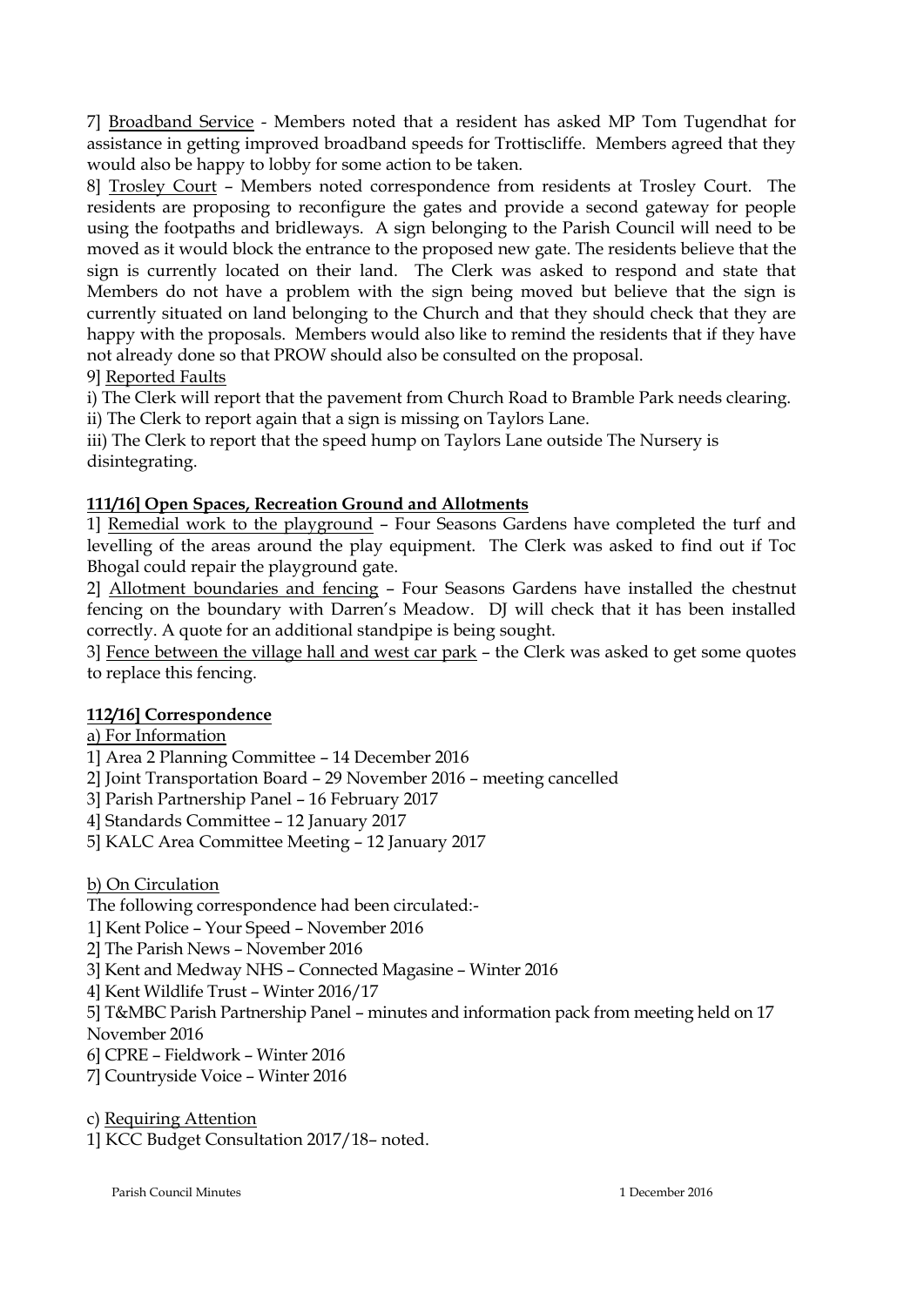7] Broadband Service - Members noted that a resident has asked MP Tom Tugendhat for assistance in getting improved broadband speeds for Trottiscliffe. Members agreed that they would also be happy to lobby for some action to be taken.

8] Trosley Court – Members noted correspondence from residents at Trosley Court. The residents are proposing to reconfigure the gates and provide a second gateway for people using the footpaths and bridleways. A sign belonging to the Parish Council will need to be moved as it would block the entrance to the proposed new gate. The residents believe that the sign is currently located on their land. The Clerk was asked to respond and state that Members do not have a problem with the sign being moved but believe that the sign is currently situated on land belonging to the Church and that they should check that they are happy with the proposals. Members would also like to remind the residents that if they have not already done so that PROW should also be consulted on the proposal.

9] Reported Faults

i) The Clerk will report that the pavement from Church Road to Bramble Park needs clearing.

ii) The Clerk to report again that a sign is missing on Taylors Lane.

iii) The Clerk to report that the speed hump on Taylors Lane outside The Nursery is disintegrating.

**111/16] Open Spaces, Recreation Ground and Allotments**

1] Remedial work to the playground – Four Seasons Gardens have completed the turf and levelling of the areas around the play equipment. The Clerk was asked to find out if Toc Bhogal could repair the playground gate.

2] Allotment boundaries and fencing – Four Seasons Gardens have installed the chestnut fencing on the boundary with Darren's Meadow. DJ will check that it has been installed correctly. A quote for an additional standpipe is being sought.

3] Fence between the village hall and west car park – the Clerk was asked to get some quotes to replace this fencing.

**112/16] Correspondence**

a) For Information

1] Area 2 Planning Committee – 14 December 2016

2] Joint Transportation Board – 29 November 2016 – meeting cancelled

3] Parish Partnership Panel – 16 February 2017

4] Standards Committee – 12 January 2017

5] KALC Area Committee Meeting – 12 January 2017

b) On Circulation

The following correspondence had been circulated:-

1] Kent Police – Your Speed – November 2016

2] The Parish News – November 2016

3] Kent and Medway NHS – Connected Magasine – Winter 2016

4] Kent Wildlife Trust – Winter 2016/17

5] T&MBC Parish Partnership Panel – minutes and information pack from meeting held on 17 November 2016

6] CPRE – Fieldwork – Winter 2016

7] Countryside Voice – Winter 2016

c) Requiring Attention

1] KCC Budget Consultation 2017/18– noted.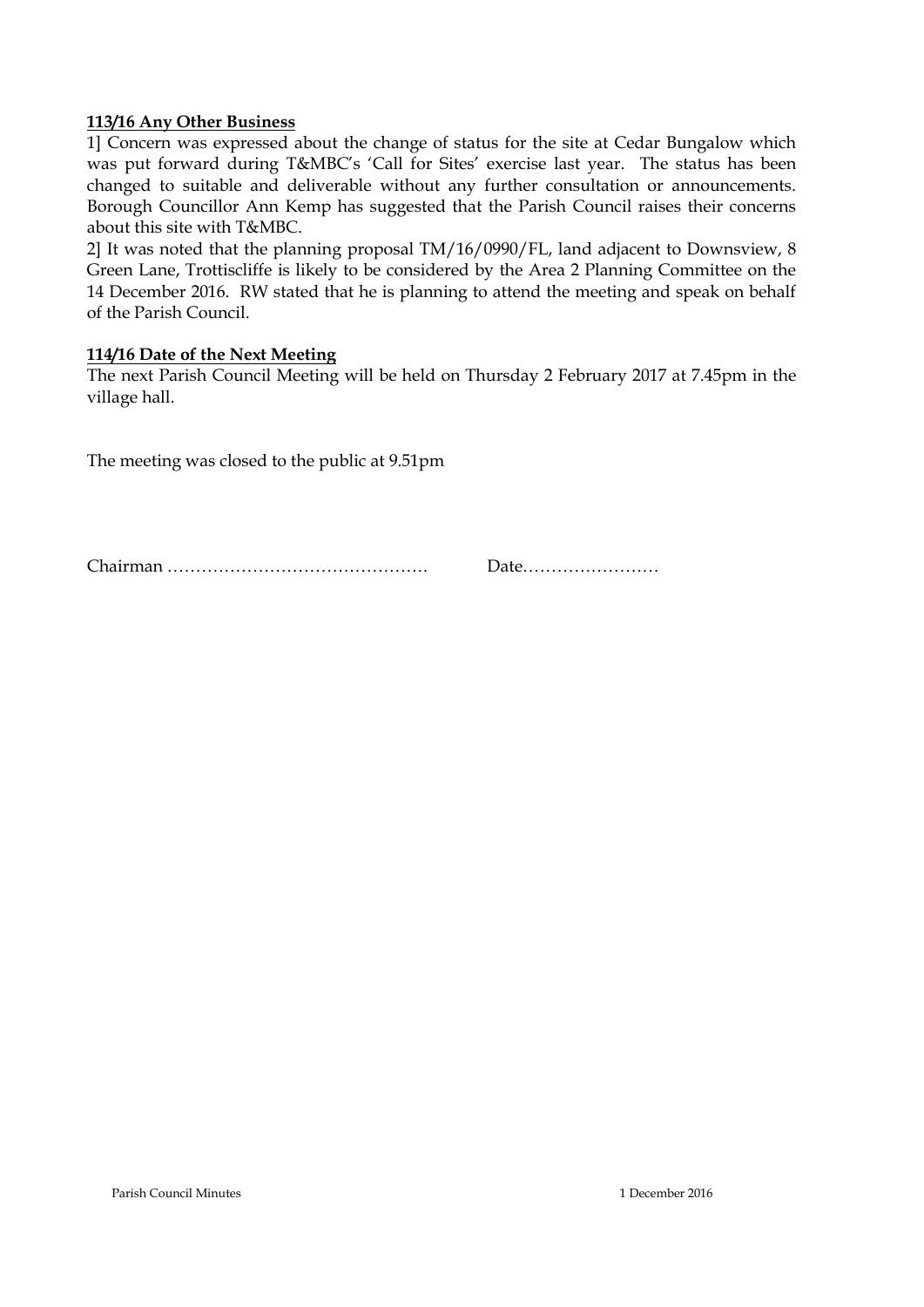**113/16 Any Other Business**

1] Concern was expressed about the change of status for the site at Cedar Bungalow which was put forward during T&MBC's 'Call for Sites' exercise last year. The status has been changed to suitable and deliverable without any further consultation or announcements. Borough Councillor Ann Kemp has suggested that the Parish Council raises their concerns about this site with T&MBC.

2] It was noted that the planning proposal TM/16/0990/FL, land adjacent to Downsview, 8 Green Lane, Trottiscliffe is likely to be considered by the Area 2 Planning Committee on the 14 December 2016. RW stated that he is planning to attend the meeting and speak on behalf of the Parish Council.

**114/16 Date of the Next Meeting**

The next Parish Council Meeting will be held on Thursday 2 February 2017 at 7.45pm in the village hall.

The meeting was closed to the public at 9.51pm

Chairman ……………………………………… Date……………………